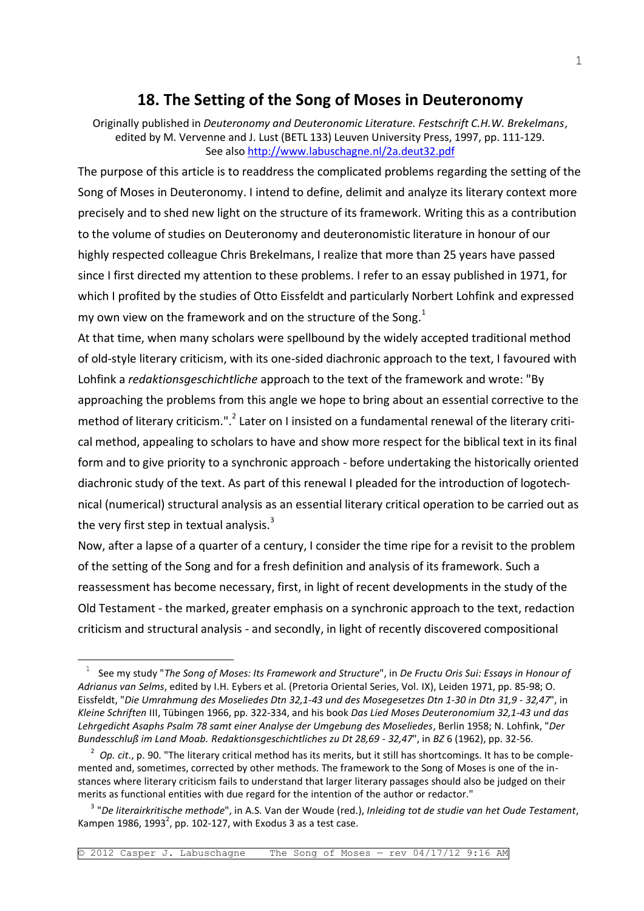# 18. The Setting of the Song of Moses in Deuteronomy

Originally published in *Deuteronomy and Deuteronomic Literature. Festschrift C.H.W. Brekelmans*, edited by M. Vervenne and J. Lust (BETL 133) Leuven University Press, 1997, pp. 111-129. See also http://www.labuschagne.nl/2a.deut32.pdf

The purpose of this article is to readdress the complicated problems regarding the setting of the Song of Moses in Deuteronomy. I intend to define, delimit and analyze its literary context more precisely and to shed new light on the structure of its framework. Writing this as a contribution to the volume of studies on Deuteronomy and deuteronomistic literature in honour of our highly respected colleague Chris Brekelmans, I realize that more than 25 years have passed since I first directed my attention to these problems. I refer to an essay published in 1971, for which I profited by the studies of Otto Eissfeldt and particularly Norbert Lohfink and expressed my own view on the framework and on the structure of the Song.[1]

At that time, when many scholars were spellbound by the widely accepted traditional method of old-style literary criticism, with its one-sided diachronic approach to the text, I favoured with Lohfink a *redaktionsgeschichtliche* approach to the text of the framework and wrote: "By approaching the problems from this angle we hope to bring about an essential corrective to the method of literary criticism.".[2] Later on I insisted on a fundamental renewal of the literary critical method, appealing to scholars to have and show more respect for the biblical text in its final form and to give priority to a synchronic approach - before undertaking the historically oriented diachronic study of the text. As part of this renewal I pleaded for the introduction of logotechnical (numerical) structural analysis as an essential literary critical operation to be carried out as the very first step in textual analysis.[3]

Now, after a lapse of a quarter of a century, I consider the time ripe for a revisit to the problem of the setting of the Song and for a fresh definition and analysis of its framework. Such a reassessment has become necessary, first, in light of recent developments in the study of the Old Testament - the marked, greater emphasis on a synchronic approach to the text, redaction criticism and structural analysis - and secondly, in light of recently discovered compositional

---

[1] See my study "*The Song of Moses: Its Framework and Structure*", in *De Fructu Oris Sui: Essays in Honour of Adrianus van Selms*, edited by I.H. Eybers et al. (Pretoria Oriental Series, Vol. IX), Leiden 1971, pp. 85-98; O. Eissfeldt, "*Die Umrahmung des Moseliedes Dtn 32,1-43 und des Mosegesetzes Dtn 1-30 in Dtn 31,9 - 32,47*", in *Kleine Schriften* III, Tübingen 1966, pp. 322-334, and his book *Das Lied Moses Deuteronomium 32,1-43 und das Lehrgedicht Asaphs Psalm 78 samt einer Analyse der Umgebung des Moseliedes*, Berlin 1958; N. Lohfink, "*Der Bundesschluß im Land Moab. Redaktionsgeschichtliches zu Dt 28,69 - 32,47*", in *BZ* 6 (1962), pp. 32-56.

[2] *Op. cit.*, p. 90. "The literary critical method has its merits, but it still has shortcomings. It has to be complemented and, sometimes, corrected by other methods. The framework to the Song of Moses is one of the instances where literary criticism fails to understand that larger literary passages should also be judged on their merits as functional entities with due regard for the intention of the author or redactor."

[3] "*De literairkritische methode*", in A.S. Van der Woude (red.), *Inleiding tot de studie van het Oude Testament*, Kampen 1986, 1993$^2$, pp. 102-127, with Exodus 3 as a test case.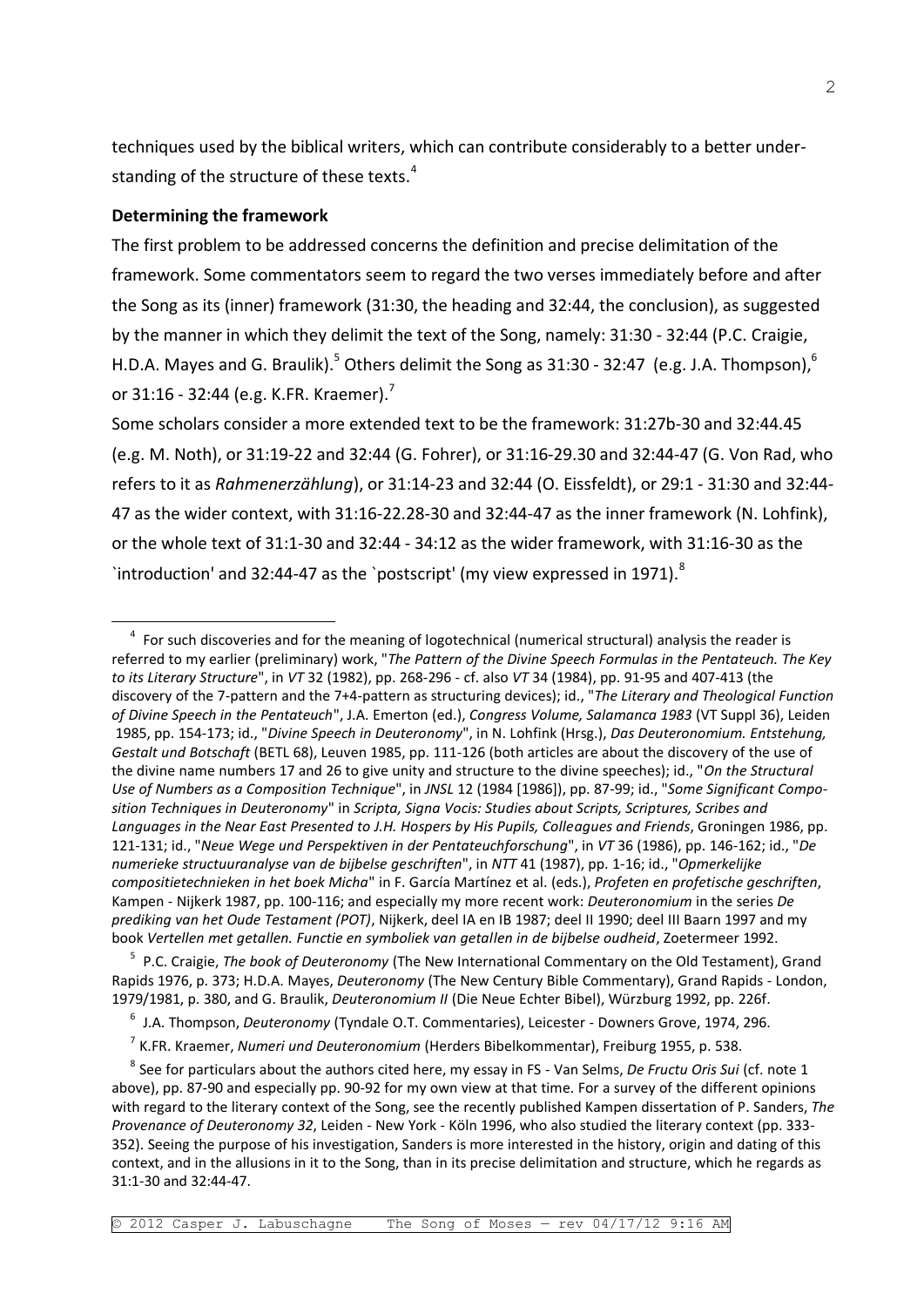techniques used by the biblical writers, which can contribute considerably to a better understanding of the structure of these texts.[4]

**Determining the framework**

The first problem to be addressed concerns the definition and precise delimitation of the framework. Some commentators seem to regard the two verses immediately before and after the Song as its (inner) framework (31:30, the heading and 32:44, the conclusion), as suggested by the manner in which they delimit the text of the Song, namely: 31:30 - 32:44 (P.C. Craigie, H.D.A. Mayes and G. Braulik).[5] Others delimit the Song as 31:30 - 32:47 (e.g. J.A. Thompson),[6] or 31:16 - 32:44 (e.g. K.FR. Kraemer).[7]

Some scholars consider a more extended text to be the framework: 31:27b-30 and 32:44.45 (e.g. M. Noth), or 31:19-22 and 32:44 (G. Fohrer), or 31:16-29.30 and 32:44-47 (G. Von Rad, who refers to it as *Rahmenerzählung*), or 31:14-23 and 32:44 (O. Eissfeldt), or 29:1 - 31:30 and 32:44-47 as the wider context, with 31:16-22.28-30 and 32:44-47 as the inner framework (N. Lohfink), or the whole text of 31:1-30 and 32:44 - 34:12 as the wider framework, with 31:16-30 as the `introduction' and 32:44-47 as the `postscript' (my view expressed in 1971).[8]

---

[4] For such discoveries and for the meaning of logotechnical (numerical structural) analysis the reader is referred to my earlier (preliminary) work, "*The Pattern of the Divine Speech Formulas in the Pentateuch. The Key to its Literary Structure*", in *VT* 32 (1982), pp. 268-296 - cf. also *VT* 34 (1984), pp. 91-95 and 407-413 (the discovery of the 7-pattern and the 7+4-pattern as structuring devices); id., "*The Literary and Theological Function of Divine Speech in the Pentateuch*", J.A. Emerton (ed.), *Congress Volume, Salamanca 1983* (VT Suppl 36), Leiden 1985, pp. 154-173; id., "*Divine Speech in Deuteronomy*", in N. Lohfink (Hrsg.), *Das Deuteronomium. Entstehung, Gestalt und Botschaft* (BETL 68), Leuven 1985, pp. 111-126 (both articles are about the discovery of the use of the divine name numbers 17 and 26 to give unity and structure to the divine speeches); id., "*On the Structural Use of Numbers as a Composition Technique*", in *JNSL* 12 (1984 [1986]), pp. 87-99; id., "*Some Significant Composition Techniques in Deuteronomy*" in *Scripta, Signa Vocis: Studies about Scripts, Scriptures, Scribes and Languages in the Near East Presented to J.H. Hospers by His Pupils, Colleagues and Friends*, Groningen 1986, pp. 121-131; id., "*Neue Wege und Perspektiven in der Pentateuchforschung*", in *VT* 36 (1986), pp. 146-162; id., "*De numerieke structuuranalyse van de bijbelse geschriften*", in *NTT* 41 (1987), pp. 1-16; id., "*Opmerkelijke compositietechnieken in het boek Micha*" in F. García Martínez et al. (eds.), *Profeten en profetische geschriften*, Kampen - Nijkerk 1987, pp. 100-116; and especially my more recent work: *Deuteronomium* in the series *De prediking van het Oude Testament (POT)*, Nijkerk, deel IA en IB 1987; deel II 1990; deel III Baarn 1997 and my book *Vertellen met getallen. Functie en symboliek van getallen in de bijbelse oudheid*, Zoetermeer 1992.

[5] P.C. Craigie, *The book of Deuteronomy* (The New International Commentary on the Old Testament), Grand Rapids 1976, p. 373; H.D.A. Mayes, *Deuteronomy* (The New Century Bible Commentary), Grand Rapids - London, 1979/1981, p. 380, and G. Braulik, *Deuteronomium II* (Die Neue Echter Bibel), Würzburg 1992, pp. 226f.

[6] J.A. Thompson, *Deuteronomy* (Tyndale O.T. Commentaries), Leicester - Downers Grove, 1974, 296.

[7] K.FR. Kraemer, *Numeri und Deuteronomium* (Herders Bibelkommentar), Freiburg 1955, p. 538.

[8] See for particulars about the authors cited here, my essay in FS - Van Selms, *De Fructu Oris Sui* (cf. note 1 above), pp. 87-90 and especially pp. 90-92 for my own view at that time. For a survey of the different opinions with regard to the literary context of the Song, see the recently published Kampen dissertation of P. Sanders, *The Provenance of Deuteronomy 32*, Leiden - New York - Köln 1996, who also studied the literary context (pp. 333-352). Seeing the purpose of his investigation, Sanders is more interested in the history, origin and dating of this context, and in the allusions in it to the Song, than in its precise delimitation and structure, which he regards as 31:1-30 and 32:44-47.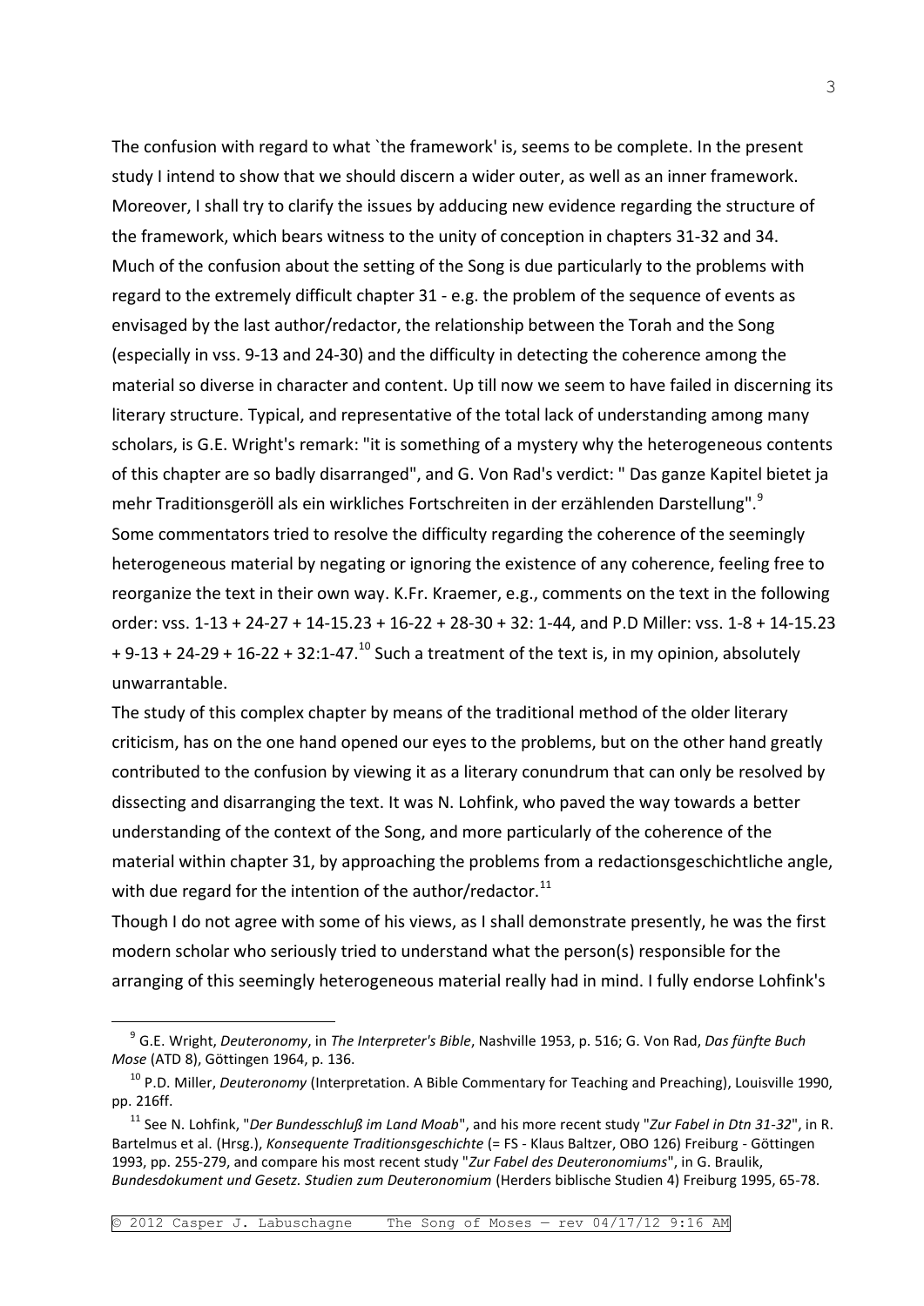The confusion with regard to what `the framework' is, seems to be complete. In the present study I intend to show that we should discern a wider outer, as well as an inner framework. Moreover, I shall try to clarify the issues by adducing new evidence regarding the structure of the framework, which bears witness to the unity of conception in chapters 31-32 and 34. Much of the confusion about the setting of the Song is due particularly to the problems with regard to the extremely difficult chapter 31 - e.g. the problem of the sequence of events as envisaged by the last author/redactor, the relationship between the Torah and the Song (especially in vss. 9-13 and 24-30) and the difficulty in detecting the coherence among the material so diverse in character and content. Up till now we seem to have failed in discerning its literary structure. Typical, and representative of the total lack of understanding among many scholars, is G.E. Wright's remark: "it is something of a mystery why the heterogeneous contents of this chapter are so badly disarranged", and G. Von Rad's verdict: " Das ganze Kapitel bietet ja mehr Traditionsgeröll als ein wirkliches Fortschreiten in der erzählenden Darstellung".[9]
Some commentators tried to resolve the difficulty regarding the coherence of the seemingly heterogeneous material by negating or ignoring the existence of any coherence, feeling free to reorganize the text in their own way. K.Fr. Kraemer, e.g., comments on the text in the following order: vss. 1-13 + 24-27 + 14-15.23 + 16-22 + 28-30 + 32: 1-44, and P.D Miller: vss. 1-8 + 14-15.23 + 9-13 + 24-29 + 16-22 + 32:1-47.[10] Such a treatment of the text is, in my opinion, absolutely unwarrantable.
The study of this complex chapter by means of the traditional method of the older literary criticism, has on the one hand opened our eyes to the problems, but on the other hand greatly contributed to the confusion by viewing it as a literary conundrum that can only be resolved by dissecting and disarranging the text. It was N. Lohfink, who paved the way towards a better understanding of the context of the Song, and more particularly of the coherence of the material within chapter 31, by approaching the problems from a redactionsgeschichtliche angle, with due regard for the intention of the author/redactor.[11]
Though I do not agree with some of his views, as I shall demonstrate presently, he was the first modern scholar who seriously tried to understand what the person(s) responsible for the arranging of this seemingly heterogeneous material really had in mind. I fully endorse Lohfink's

---

[9] G.E. Wright, *Deuteronomy*, in *The Interpreter's Bible*, Nashville 1953, p. 516; G. Von Rad, *Das fünfte Buch Mose* (ATD 8), Göttingen 1964, p. 136.

[10] P.D. Miller, *Deuteronomy* (Interpretation. A Bible Commentary for Teaching and Preaching), Louisville 1990, pp. 216ff.

[11] See N. Lohfink, "*Der Bundesschluß im Land Moab*", and his more recent study "*Zur Fabel in Dtn 31-32*", in R. Bartelmus et al. (Hrsg.), *Konsequente Traditionsgeschichte* (= FS - Klaus Baltzer, OBO 126) Freiburg - Göttingen 1993, pp. 255-279, and compare his most recent study "*Zur Fabel des Deuteronomiums*", in G. Braulik, *Bundesdokument und Gesetz. Studien zum Deuteronomium* (Herders biblische Studien 4) Freiburg 1995, 65-78.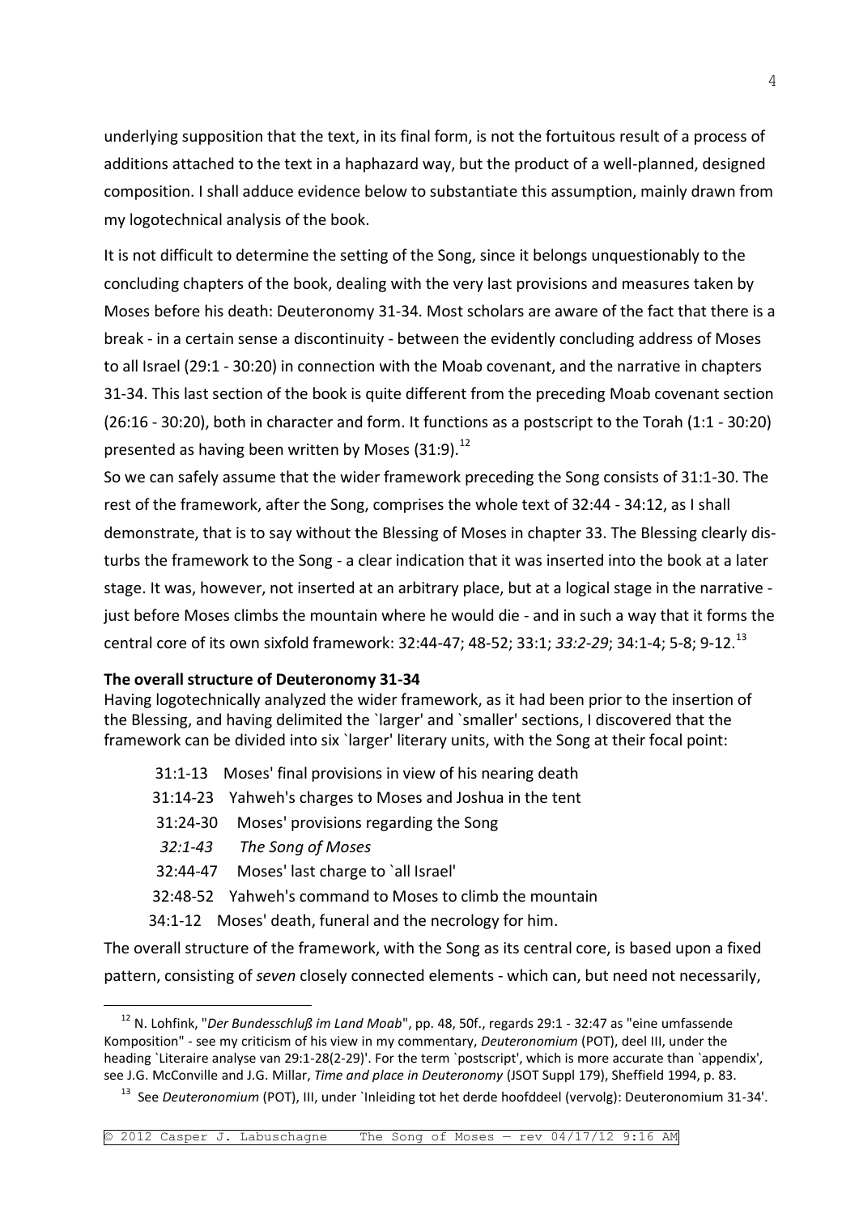underlying supposition that the text, in its final form, is not the fortuitous result of a process of additions attached to the text in a haphazard way, but the product of a well-planned, designed composition. I shall adduce evidence below to substantiate this assumption, mainly drawn from my logotechnical analysis of the book.

It is not difficult to determine the setting of the Song, since it belongs unquestionably to the concluding chapters of the book, dealing with the very last provisions and measures taken by Moses before his death: Deuteronomy 31-34. Most scholars are aware of the fact that there is a break - in a certain sense a discontinuity - between the evidently concluding address of Moses to all Israel (29:1 - 30:20) in connection with the Moab covenant, and the narrative in chapters 31-34. This last section of the book is quite different from the preceding Moab covenant section (26:16 - 30:20), both in character and form. It functions as a postscript to the Torah (1:1 - 30:20) presented as having been written by Moses (31:9).[12]

So we can safely assume that the wider framework preceding the Song consists of 31:1-30. The rest of the framework, after the Song, comprises the whole text of 32:44 - 34:12, as I shall demonstrate, that is to say without the Blessing of Moses in chapter 33. The Blessing clearly disturbs the framework to the Song - a clear indication that it was inserted into the book at a later stage. It was, however, not inserted at an arbitrary place, but at a logical stage in the narrative - just before Moses climbs the mountain where he would die - and in such a way that it forms the central core of its own sixfold framework: 32:44-47; 48-52; 33:1; *33:2-29*; 34:1-4; 5-8; 9-12.[13]

**The overall structure of Deuteronomy 31-34**

Having logotechnically analyzed the wider framework, as it had been prior to the insertion of the Blessing, and having delimited the `larger' and `smaller' sections, I discovered that the framework can be divided into six `larger' literary units, with the Song at their focal point:

- 31:1-13 Moses' final provisions in view of his nearing death
- 31:14-23 Yahweh's charges to Moses and Joshua in the tent
- 31:24-30 Moses' provisions regarding the Song
- *32:1-43 The Song of Moses*
- 32:44-47 Moses' last charge to `all Israel'
- 32:48-52 Yahweh's command to Moses to climb the mountain
- 34:1-12 Moses' death, funeral and the necrology for him.

The overall structure of the framework, with the Song as its central core, is based upon a fixed pattern, consisting of *seven* closely connected elements - which can, but need not necessarily,

[12] N. Lohfink, "*Der Bundesschluß im Land Moab*", pp. 48, 50f., regards 29:1 - 32:47 as "eine umfassende Komposition" - see my criticism of his view in my commentary, *Deuteronomium* (POT), deel III, under the heading `Literaire analyse van 29:1-28(2-29)'. For the term `postscript', which is more accurate than `appendix', see J.G. McConville and J.G. Millar, *Time and place in Deuteronomy* (JSOT Suppl 179), Sheffield 1994, p. 83.

[13] See *Deuteronomium* (POT), III, under `Inleiding tot het derde hoofddeel (vervolg): Deuteronomium 31-34'.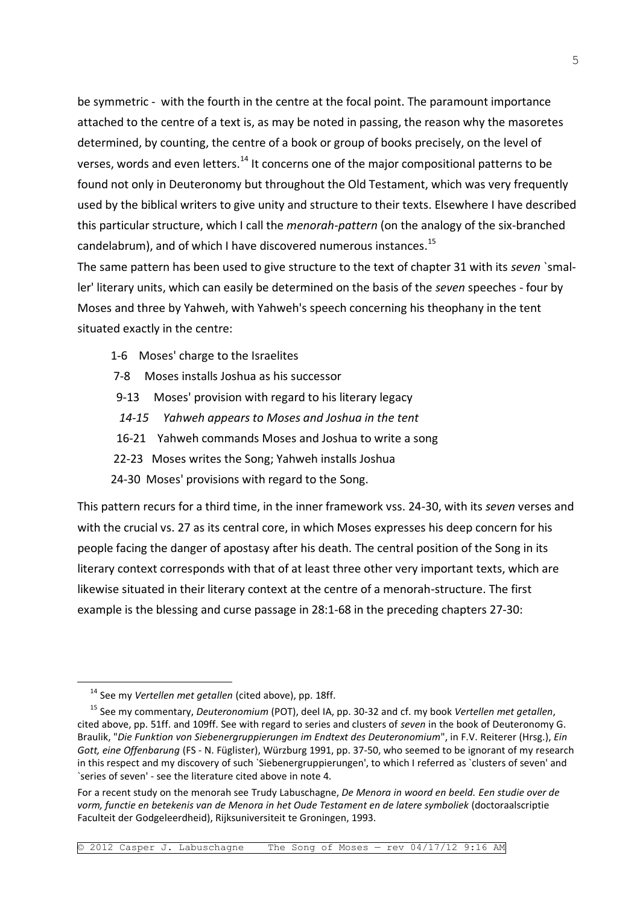be symmetric - with the fourth in the centre at the focal point. The paramount importance attached to the centre of a text is, as may be noted in passing, the reason why the masoretes determined, by counting, the centre of a book or group of books precisely, on the level of verses, words and even letters.[14] It concerns one of the major compositional patterns to be found not only in Deuteronomy but throughout the Old Testament, which was very frequently used by the biblical writers to give unity and structure to their texts. Elsewhere I have described this particular structure, which I call the *menorah-pattern* (on the analogy of the six-branched candelabrum), and of which I have discovered numerous instances.[15]

The same pattern has been used to give structure to the text of chapter 31 with its *seven* `smal-ler' literary units, which can easily be determined on the basis of the *seven* speeches - four by Moses and three by Yahweh, with Yahweh's speech concerning his theophany in the tent situated exactly in the centre:

1-6 Moses' charge to the Israelites
7-8 Moses installs Joshua as his successor
9-13 Moses' provision with regard to his literary legacy
*14-15 Yahweh appears to Moses and Joshua in the tent*
16-21 Yahweh commands Moses and Joshua to write a song
22-23 Moses writes the Song; Yahweh installs Joshua
24-30 Moses' provisions with regard to the Song.

This pattern recurs for a third time, in the inner framework vss. 24-30, with its *seven* verses and with the crucial vs. 27 as its central core, in which Moses expresses his deep concern for his people facing the danger of apostasy after his death. The central position of the Song in its literary context corresponds with that of at least three other very important texts, which are likewise situated in their literary context at the centre of a menorah-structure. The first example is the blessing and curse passage in 28:1-68 in the preceding chapters 27-30:

---

[14] See my *Vertellen met getallen* (cited above), pp. 18ff.

[15] See my commentary, *Deuteronomium* (POT), deel IA, pp. 30-32 and cf. my book *Vertellen met getallen*, cited above, pp. 51ff. and 109ff. See with regard to series and clusters of *seven* in the book of Deuteronomy G. Braulik, "*Die Funktion von Siebenergruppierungen im Endtext des Deuteronomium*", in F.V. Reiterer (Hrsg.), *Ein Gott, eine Offenbarung* (FS - N. Füglister), Würzburg 1991, pp. 37-50, who seemed to be ignorant of my research in this respect and my discovery of such `Siebenergruppierungen', to which I referred as `clusters of seven' and `series of seven' - see the literature cited above in note 4.

For a recent study on the menorah see Trudy Labuschagne, *De Menora in woord en beeld. Een studie over de vorm, functie en betekenis van de Menora in het Oude Testament en de latere symboliek* (doctoraalscriptie Faculteit der Godgeleerdheid), Rijksuniversiteit te Groningen, 1993.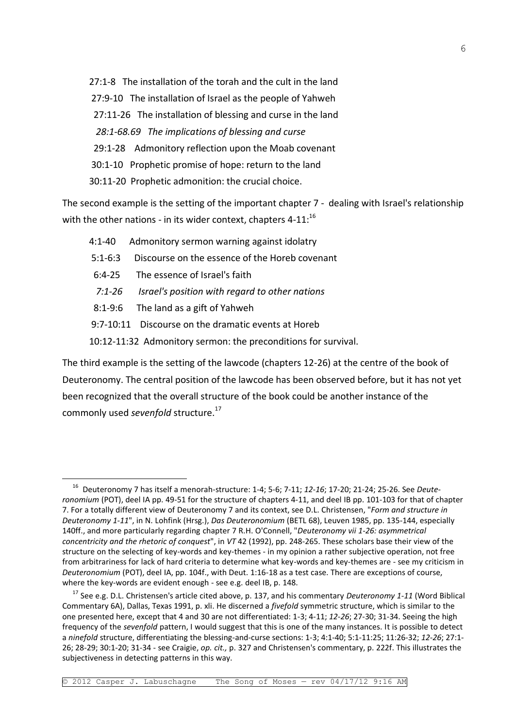27:1-8 The installation of the torah and the cult in the land
27:9-10 The installation of Israel as the people of Yahweh
27:11-26 The installation of blessing and curse in the land
*28:1-68.69 The implications of blessing and curse*
29:1-28 Admonitory reflection upon the Moab covenant
30:1-10 Prophetic promise of hope: return to the land
30:11-20 Prophetic admonition: the crucial choice.

The second example is the setting of the important chapter 7 - dealing with Israel's relationship with the other nations - in its wider context, chapters 4-11:[16]

4:1-40 Admonitory sermon warning against idolatry
5:1-6:3 Discourse on the essence of the Horeb covenant
6:4-25 The essence of Israel's faith
*7:1-26 Israel's position with regard to other nations*
8:1-9:6 The land as a gift of Yahweh
9:7-10:11 Discourse on the dramatic events at Horeb
10:12-11:32 Admonitory sermon: the preconditions for survival.

The third example is the setting of the lawcode (chapters 12-26) at the centre of the book of Deuteronomy. The central position of the lawcode has been observed before, but it has not yet been recognized that the overall structure of the book could be another instance of the commonly used *sevenfold* structure.[17]

---

[16] Deuteronomy 7 has itself a menorah-structure: 1-4; 5-6; 7-11; *12-16*; 17-20; 21-24; 25-26. See *Deuteronomium* (POT), deel IA pp. 49-51 for the structure of chapters 4-11, and deel IB pp. 101-103 for that of chapter 7. For a totally different view of Deuteronomy 7 and its context, see D.L. Christensen, "*Form and structure in Deuteronomy 1-11*", in N. Lohfink (Hrsg.), *Das Deuteronomium* (BETL 68), Leuven 1985, pp. 135-144, especially 140ff., and more particularly regarding chapter 7 R.H. O'Connell, "*Deuteronomy vii 1-26: asymmetrical concentricity and the rhetoric of conquest*", in *VT* 42 (1992), pp. 248-265. These scholars base their view of the structure on the selecting of key-words and key-themes - in my opinion a rather subjective operation, not free from arbitrariness for lack of hard criteria to determine what key-words and key-themes are - see my criticism in *Deuteronomium* (POT), deel IA, pp. 104f., with Deut. 1:16-18 as a test case. There are exceptions of course, where the key-words are evident enough - see e.g. deel IB, p. 148.

[17] See e.g. D.L. Christensen's article cited above, p. 137, and his commentary *Deuteronomy 1-11* (Word Biblical Commentary 6A), Dallas, Texas 1991, p. xli. He discerned a *fivefold* symmetric structure, which is similar to the one presented here, except that 4 and 30 are not differentiated: 1-3; 4-11; *12-26*; 27-30; 31-34. Seeing the high frequency of the *sevenfold* pattern, I would suggest that this is one of the many instances. It is possible to detect a *ninefold* structure, differentiating the blessing-and-curse sections: 1-3; 4:1-40; 5:1-11:25; 11:26-32; *12-26*; 27:1-26; 28-29; 30:1-20; 31-34 - see Craigie, *op. cit.,* p. 327 and Christensen's commentary, p. 222f. This illustrates the subjectiveness in detecting patterns in this way.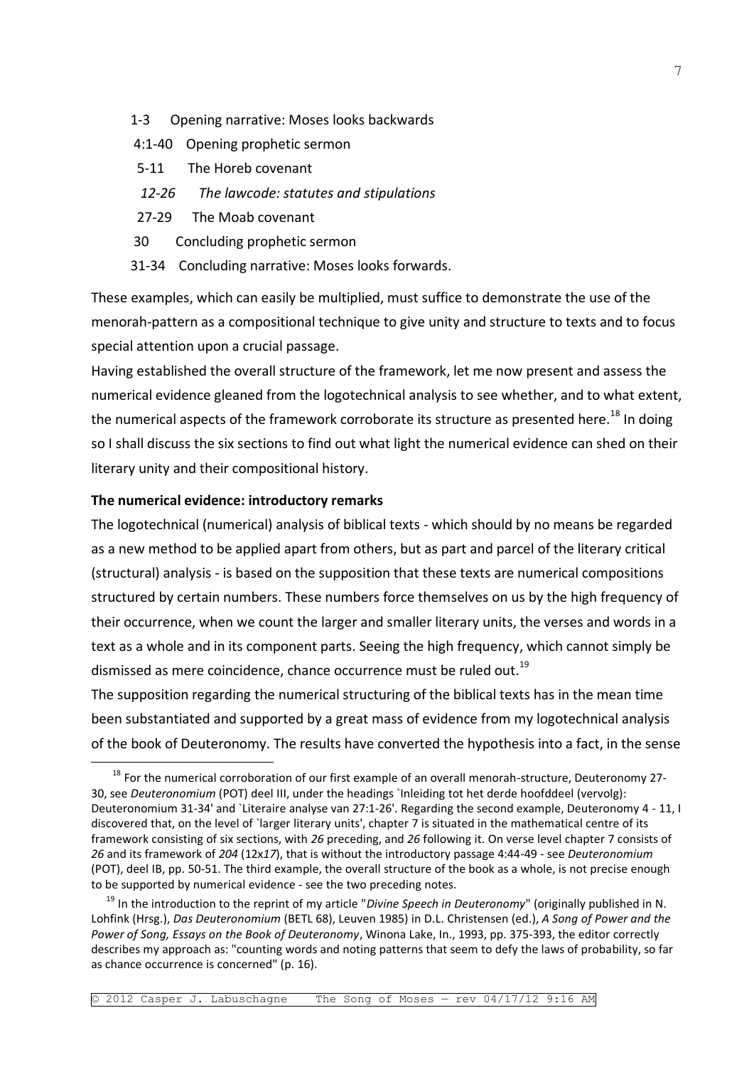- 1-3 Opening narrative: Moses looks backwards
- 4:1-40 Opening prophetic sermon
- 5-11 The Horeb covenant
- *12-26 The lawcode: statutes and stipulations*
- 27-29 The Moab covenant
- 30 Concluding prophetic sermon
- 31-34 Concluding narrative: Moses looks forwards.

These examples, which can easily be multiplied, must suffice to demonstrate the use of the menorah-pattern as a compositional technique to give unity and structure to texts and to focus special attention upon a crucial passage.

Having established the overall structure of the framework, let me now present and assess the numerical evidence gleaned from the logotechnical analysis to see whether, and to what extent, the numerical aspects of the framework corroborate its structure as presented here.[18] In doing so I shall discuss the six sections to find out what light the numerical evidence can shed on their literary unity and their compositional history.

**The numerical evidence: introductory remarks**

The logotechnical (numerical) analysis of biblical texts - which should by no means be regarded as a new method to be applied apart from others, but as part and parcel of the literary critical (structural) analysis - is based on the supposition that these texts are numerical compositions structured by certain numbers. These numbers force themselves on us by the high frequency of their occurrence, when we count the larger and smaller literary units, the verses and words in a text as a whole and in its component parts. Seeing the high frequency, which cannot simply be dismissed as mere coincidence, chance occurrence must be ruled out.[19]

The supposition regarding the numerical structuring of the biblical texts has in the mean time been substantiated and supported by a great mass of evidence from my logotechnical analysis of the book of Deuteronomy. The results have converted the hypothesis into a fact, in the sense

---

[18] For the numerical corroboration of our first example of an overall menorah-structure, Deuteronomy 27-30, see *Deuteronomium* (POT) deel III, under the headings `Inleiding tot het derde hoofddeel (vervolg): Deuteronomium 31-34' and `Literaire analyse van 27:1-26'. Regarding the second example, Deuteronomy 4 - 11, I discovered that, on the level of `larger literary units', chapter 7 is situated in the mathematical centre of its framework consisting of six sections, with *26* preceding, and *26* following it. On verse level chapter 7 consists of *26* and its framework of *204* (12x*17*), that is without the introductory passage 4:44-49 - see *Deuteronomium* (POT), deel IB, pp. 50-51. The third example, the overall structure of the book as a whole, is not precise enough to be supported by numerical evidence - see the two preceding notes.

[19] In the introduction to the reprint of my article "*Divine Speech in Deuteronomy*" (originally published in N. Lohfink (Hrsg.), *Das Deuteronomium* (BETL 68), Leuven 1985) in D.L. Christensen (ed.), *A Song of Power and the Power of Song, Essays on the Book of Deuteronomy*, Winona Lake, In., 1993, pp. 375-393, the editor correctly describes my approach as: "counting words and noting patterns that seem to defy the laws of probability, so far as chance occurrence is concerned" (p. 16).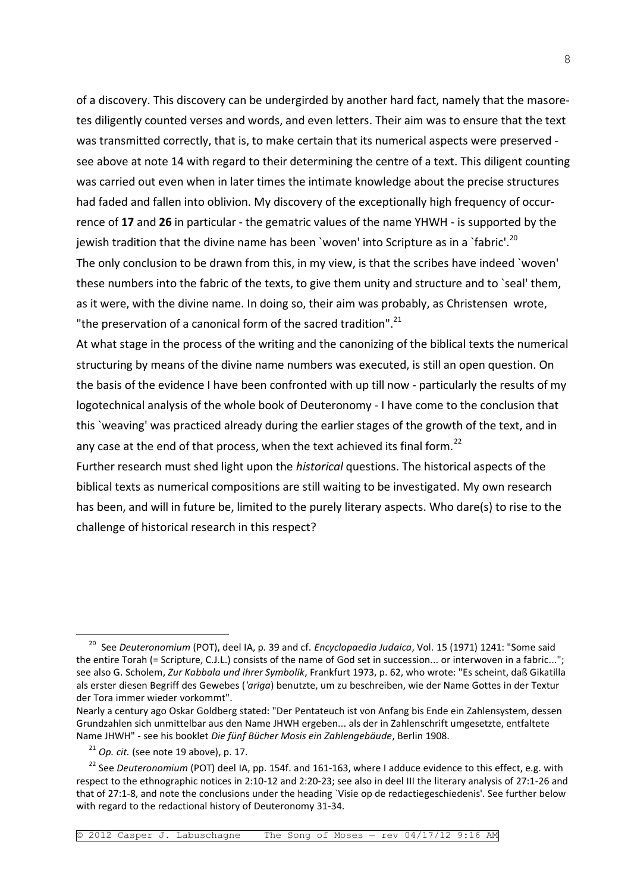of a discovery. This discovery can be undergirded by another hard fact, namely that the masoretes diligently counted verses and words, and even letters. Their aim was to ensure that the text was transmitted correctly, that is, to make certain that its numerical aspects were preserved - see above at note 14 with regard to their determining the centre of a text. This diligent counting was carried out even when in later times the intimate knowledge about the precise structures had faded and fallen into oblivion. My discovery of the exceptionally high frequency of occurrence of **17** and **26** in particular - the gematric values of the name YHWH - is supported by the jewish tradition that the divine name has been `woven' into Scripture as in a `fabric'.[20]
The only conclusion to be drawn from this, in my view, is that the scribes have indeed `woven' these numbers into the fabric of the texts, to give them unity and structure and to `seal' them, as it were, with the divine name. In doing so, their aim was probably, as Christensen wrote, "the preservation of a canonical form of the sacred tradition".[21]
At what stage in the process of the writing and the canonizing of the biblical texts the numerical structuring by means of the divine name numbers was executed, is still an open question. On the basis of the evidence I have been confronted with up till now - particularly the results of my logotechnical analysis of the whole book of Deuteronomy - I have come to the conclusion that this `weaving' was practiced already during the earlier stages of the growth of the text, and in any case at the end of that process, when the text achieved its final form.[22]
Further research must shed light upon the *historical* questions. The historical aspects of the biblical texts as numerical compositions are still waiting to be investigated. My own research has been, and will in future be, limited to the purely literary aspects. Who dare(s) to rise to the challenge of historical research in this respect?

---

[20] See *Deuteronomium* (POT), deel IA, p. 39 and cf. *Encyclopaedia Judaica*, Vol. 15 (1971) 1241: "Some said the entire Torah (= Scripture, C.J.L.) consists of the name of God set in succession... or interwoven in a fabric..."; see also G. Scholem, *Zur Kabbala und ihrer Symbolik*, Frankfurt 1973, p. 62, who wrote: "Es scheint, daß Gikatilla als erster diesen Begriff des Gewebes (*'ariga*) benutzte, um zu beschreiben, wie der Name Gottes in der Textur der Tora immer wieder vorkommt".
Nearly a century ago Oskar Goldberg stated: "Der Pentateuch ist von Anfang bis Ende ein Zahlensystem, dessen Grundzahlen sich unmittelbar aus den Name JHWH ergeben... als der in Zahlenschrift umgesetzte, entfaltete Name JHWH" - see his booklet *Die fünf Bücher Mosis ein Zahlengebäude*, Berlin 1908.

[21] *Op. cit.* (see note 19 above), p. 17.

[22] See *Deuteronomium* (POT) deel IA, pp. 154f. and 161-163, where I adduce evidence to this effect, e.g. with respect to the ethnographic notices in 2:10-12 and 2:20-23; see also in deel III the literary analysis of 27:1-26 and that of 27:1-8, and note the conclusions under the heading `Visie op de redactiegeschiedenis'. See further below with regard to the redactional history of Deuteronomy 31-34.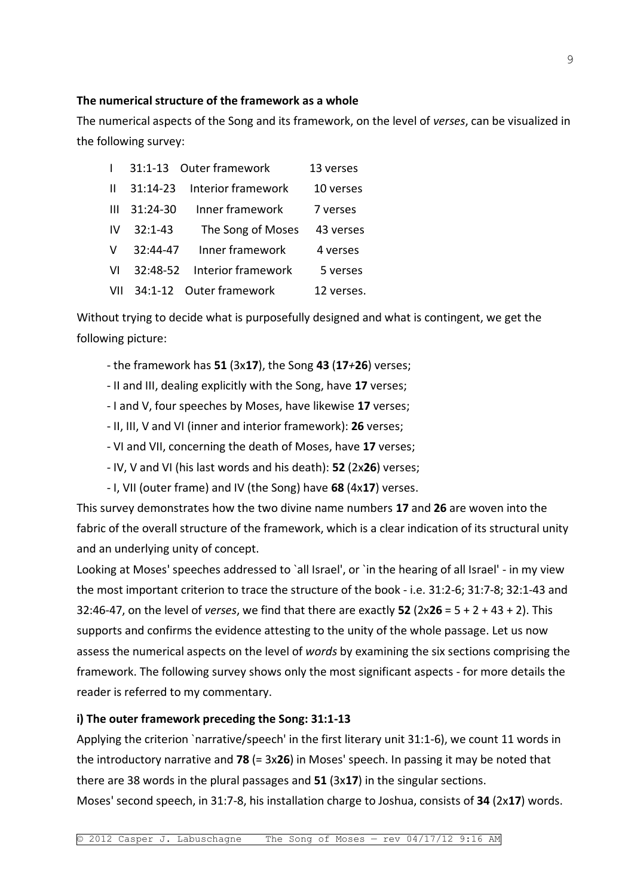**The numerical structure of the framework as a whole**

The numerical aspects of the Song and its framework, on the level of *verses*, can be visualized in the following survey:

| | | | |
|---|---|---|---|
| I | 31:1-13 | Outer framework | 13 verses |
| II | 31:14-23 | Interior framework | 10 verses |
| III | 31:24-30 | Inner framework | 7 verses |
| IV | 32:1-43 | The Song of Moses | 43 verses |
| V | 32:44-47 | Inner framework | 4 verses |
| VI | 32:48-52 | Interior framework | 5 verses |
| VII | 34:1-12 | Outer framework | 12 verses. |

Without trying to decide what is purposefully designed and what is contingent, we get the following picture:

- the framework has **51** (3x**17**), the Song **43** (**17**+**26**) verses;
- II and III, dealing explicitly with the Song, have **17** verses;
- I and V, four speeches by Moses, have likewise **17** verses;
- II, III, V and VI (inner and interior framework): **26** verses;
- VI and VII, concerning the death of Moses, have **17** verses;
- IV, V and VI (his last words and his death): **52** (2x**26**) verses;
- I, VII (outer frame) and IV (the Song) have **68** (4x**17**) verses.

This survey demonstrates how the two divine name numbers **17** and **26** are woven into the fabric of the overall structure of the framework, which is a clear indication of its structural unity and an underlying unity of concept.

Looking at Moses' speeches addressed to `all Israel', or `in the hearing of all Israel' - in my view the most important criterion to trace the structure of the book - i.e. 31:2-6; 31:7-8; 32:1-43 and 32:46-47, on the level of *verses*, we find that there are exactly **52** (2x**26** = 5 + 2 + 43 + 2). This supports and confirms the evidence attesting to the unity of the whole passage. Let us now assess the numerical aspects on the level of *words* by examining the six sections comprising the framework. The following survey shows only the most significant aspects - for more details the reader is referred to my commentary.

**i) The outer framework preceding the Song: 31:1-13**

Applying the criterion `narrative/speech' in the first literary unit 31:1-6), we count 11 words in the introductory narrative and **78** (= 3x**26**) in Moses' speech. In passing it may be noted that there are 38 words in the plural passages and **51** (3x**17**) in the singular sections.

Moses' second speech, in 31:7-8, his installation charge to Joshua, consists of **34** (2x**17**) words.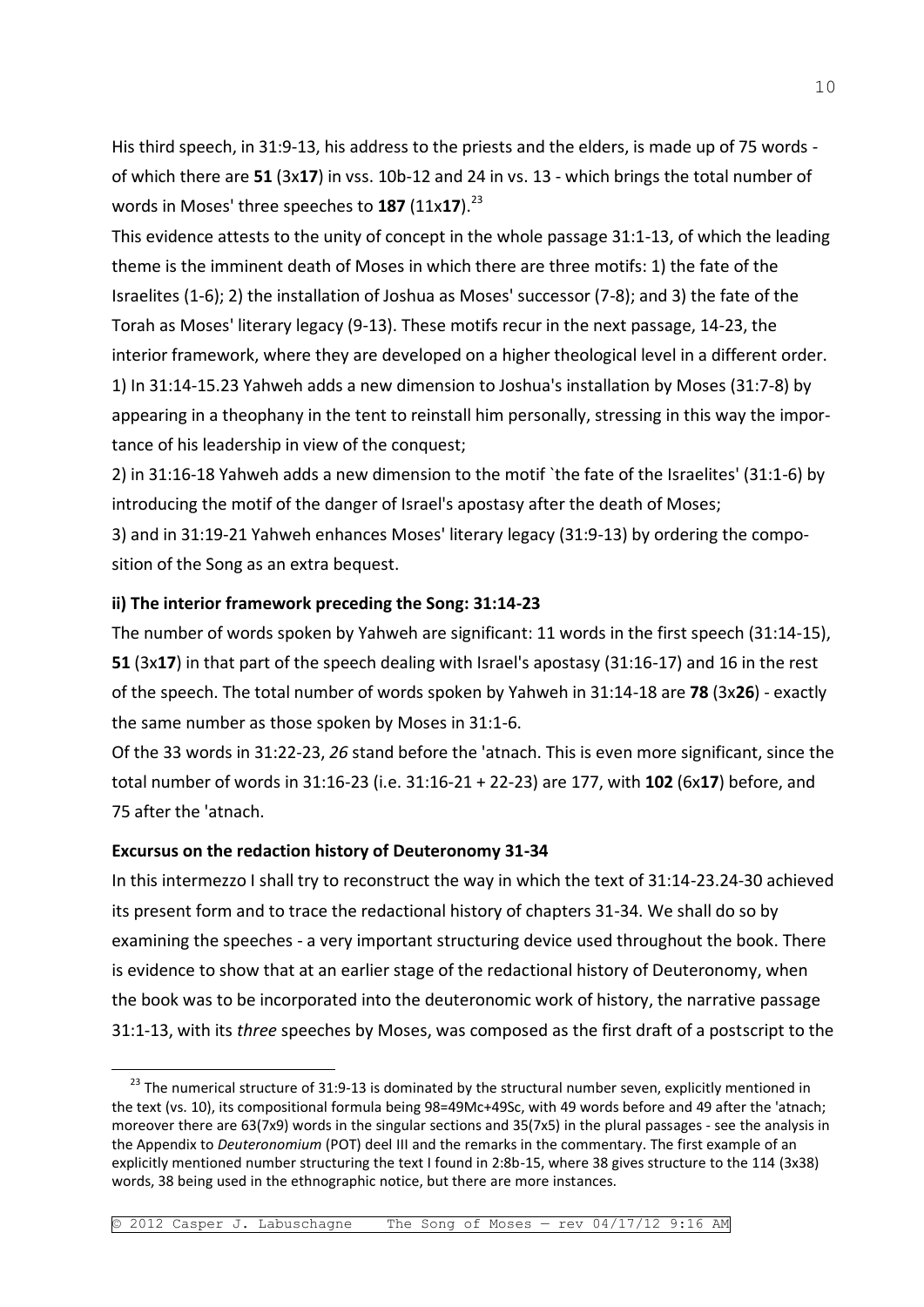His third speech, in 31:9-13, his address to the priests and the elders, is made up of 75 words - of which there are **51** (3x**17**) in vss. 10b-12 and 24 in vs. 13 - which brings the total number of words in Moses' three speeches to **187** (11x**17**).[23]

This evidence attests to the unity of concept in the whole passage 31:1-13, of which the leading theme is the imminent death of Moses in which there are three motifs: 1) the fate of the Israelites (1-6); 2) the installation of Joshua as Moses' successor (7-8); and 3) the fate of the Torah as Moses' literary legacy (9-13). These motifs recur in the next passage, 14-23, the interior framework, where they are developed on a higher theological level in a different order.

1) In 31:14-15.23 Yahweh adds a new dimension to Joshua's installation by Moses (31:7-8) by appearing in a theophany in the tent to reinstall him personally, stressing in this way the importance of his leadership in view of the conquest;

2) in 31:16-18 Yahweh adds a new dimension to the motif `the fate of the Israelites' (31:1-6) by introducing the motif of the danger of Israel's apostasy after the death of Moses;

3) and in 31:19-21 Yahweh enhances Moses' literary legacy (31:9-13) by ordering the composition of the Song as an extra bequest.

#### ii) The interior framework preceding the Song: 31:14-23

The number of words spoken by Yahweh are significant: 11 words in the first speech (31:14-15), **51** (3x**17**) in that part of the speech dealing with Israel's apostasy (31:16-17) and 16 in the rest of the speech. The total number of words spoken by Yahweh in 31:14-18 are **78** (3x**26**) - exactly the same number as those spoken by Moses in 31:1-6.

Of the 33 words in 31:22-23, *26* stand before the 'atnach. This is even more significant, since the total number of words in 31:16-23 (i.e. 31:16-21 + 22-23) are 177, with **102** (6x**17**) before, and 75 after the 'atnach.

#### Excursus on the redaction history of Deuteronomy 31-34

In this intermezzo I shall try to reconstruct the way in which the text of 31:14-23.24-30 achieved its present form and to trace the redactional history of chapters 31-34. We shall do so by examining the speeches - a very important structuring device used throughout the book. There is evidence to show that at an earlier stage of the redactional history of Deuteronomy, when the book was to be incorporated into the deuteronomic work of history, the narrative passage 31:1-13, with its *three* speeches by Moses, was composed as the first draft of a postscript to the

---

[23] The numerical structure of 31:9-13 is dominated by the structural number seven, explicitly mentioned in the text (vs. 10), its compositional formula being 98=49Mc+49Sc, with 49 words before and 49 after the 'atnach; moreover there are 63(7x9) words in the singular sections and 35(7x5) in the plural passages - see the analysis in the Appendix to *Deuteronomium* (POT) deel III and the remarks in the commentary. The first example of an explicitly mentioned number structuring the text I found in 2:8b-15, where 38 gives structure to the 114 (3x38) words, 38 being used in the ethnographic notice, but there are more instances.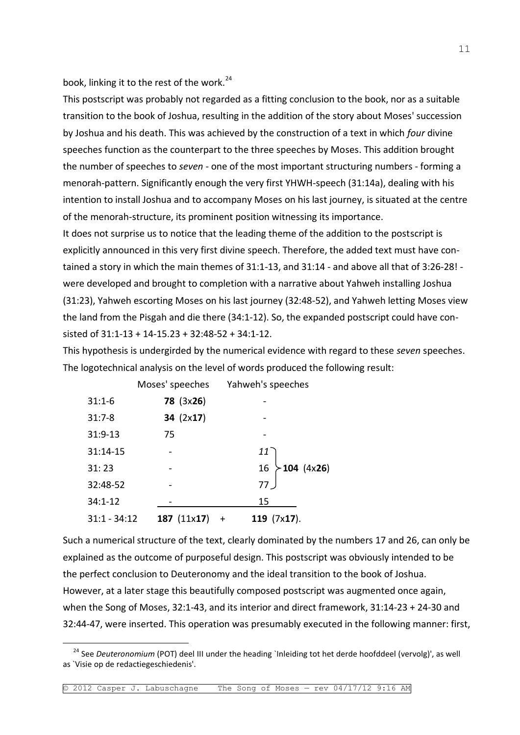book, linking it to the rest of the work.[24]

This postscript was probably not regarded as a fitting conclusion to the book, nor as a suitable transition to the book of Joshua, resulting in the addition of the story about Moses' succession by Joshua and his death. This was achieved by the construction of a text in which *four* divine speeches function as the counterpart to the three speeches by Moses. This addition brought the number of speeches to *seven* - one of the most important structuring numbers - forming a menorah-pattern. Significantly enough the very first YHWH-speech (31:14a), dealing with his intention to install Joshua and to accompany Moses on his last journey, is situated at the centre of the menorah-structure, its prominent position witnessing its importance.

It does not surprise us to notice that the leading theme of the addition to the postscript is explicitly announced in this very first divine speech. Therefore, the added text must have contained a story in which the main themes of 31:1-13, and 31:14 - and above all that of 3:26-28! - were developed and brought to completion with a narrative about Yahweh installing Joshua (31:23), Yahweh escorting Moses on his last journey (32:48-52), and Yahweh letting Moses view the land from the Pisgah and die there (34:1-12). So, the expanded postscript could have consisted of 31:1-13 + 14-15.23 + 32:48-52 + 34:1-12.

This hypothesis is undergirded by the numerical evidence with regard to these *seven* speeches. The logotechnical analysis on the level of words produced the following result:

| | Moses' speeches | Yahweh's speeches | |
|---|---|---|---|
| 31:1-6 | **78** (3x**26**) | - | |
| 31:7-8 | **34** (2x**17**) | - | |
| 31:9-13 | 75 | - | |
| 31:14-15 | - | *11* | **104** (4x**26**) |
| 31: 23 | - | 16 | |
| 32:48-52 | - | 77 | |
| 34:1-12 | - | 15 | |
| 31:1 - 34:12 | **187** (11x**17**) + | **119** (7x**17**). | |

Such a numerical structure of the text, clearly dominated by the numbers 17 and 26, can only be explained as the outcome of purposeful design. This postscript was obviously intended to be the perfect conclusion to Deuteronomy and the ideal transition to the book of Joshua. However, at a later stage this beautifully composed postscript was augmented once again, when the Song of Moses, 32:1-43, and its interior and direct framework, 31:14-23 + 24-30 and 32:44-47, were inserted. This operation was presumably executed in the following manner: first,

[24] See *Deuteronomium* (POT) deel III under the heading `Inleiding tot het derde hoofddeel (vervolg)', as well as `Visie op de redactiegeschiedenis'.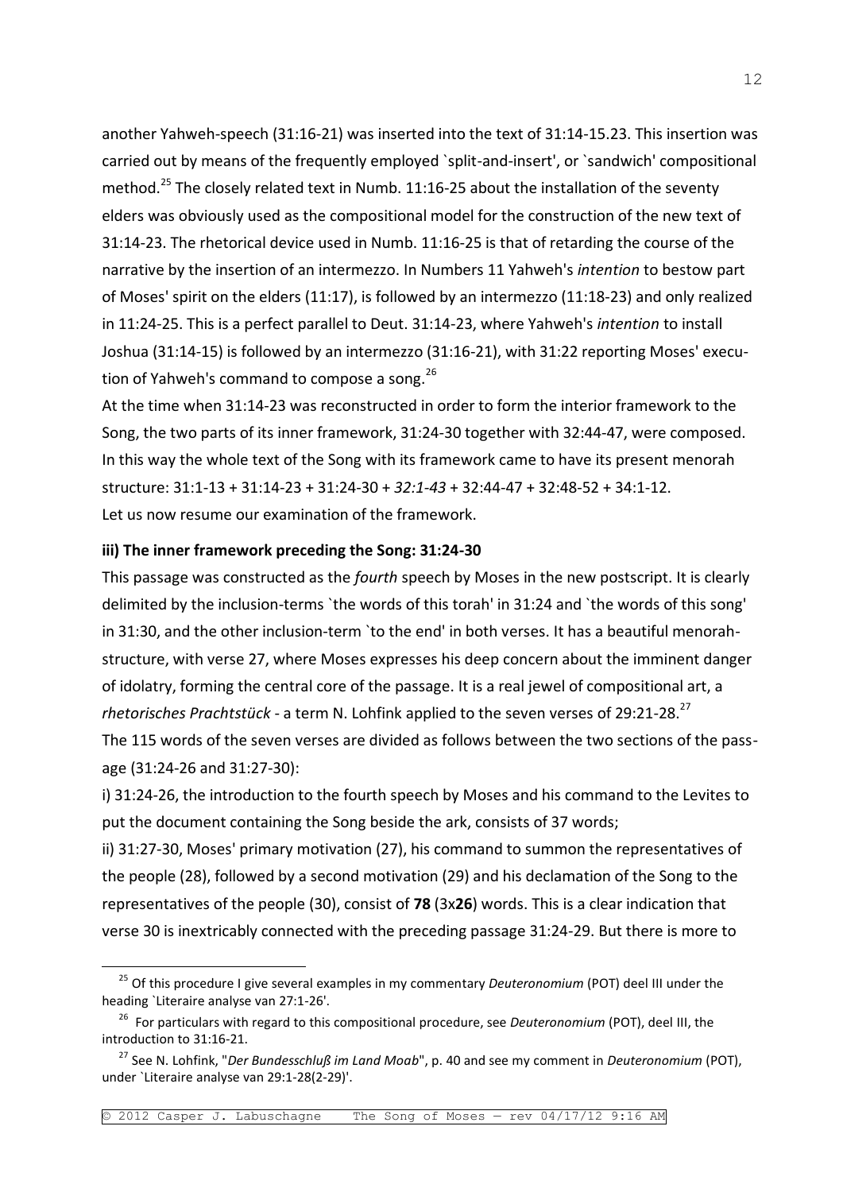another Yahweh-speech (31:16-21) was inserted into the text of 31:14-15.23. This insertion was carried out by means of the frequently employed `split-and-insert', or `sandwich' compositional method.[25] The closely related text in Numb. 11:16-25 about the installation of the seventy elders was obviously used as the compositional model for the construction of the new text of 31:14-23. The rhetorical device used in Numb. 11:16-25 is that of retarding the course of the narrative by the insertion of an intermezzo. In Numbers 11 Yahweh's *intention* to bestow part of Moses' spirit on the elders (11:17), is followed by an intermezzo (11:18-23) and only realized in 11:24-25. This is a perfect parallel to Deut. 31:14-23, where Yahweh's *intention* to install Joshua (31:14-15) is followed by an intermezzo (31:16-21), with 31:22 reporting Moses' execution of Yahweh's command to compose a song.[26]

At the time when 31:14-23 was reconstructed in order to form the interior framework to the Song, the two parts of its inner framework, 31:24-30 together with 32:44-47, were composed. In this way the whole text of the Song with its framework came to have its present menorah structure: 31:1-13 + 31:14-23 + 31:24-30 + *32:1-43* + 32:44-47 + 32:48-52 + 34:1-12.

Let us now resume our examination of the framework.

**iii) The inner framework preceding the Song: 31:24-30**

This passage was constructed as the *fourth* speech by Moses in the new postscript. It is clearly delimited by the inclusion-terms `the words of this torah' in 31:24 and `the words of this song' in 31:30, and the other inclusion-term `to the end' in both verses. It has a beautiful menorah-structure, with verse 27, where Moses expresses his deep concern about the imminent danger of idolatry, forming the central core of the passage. It is a real jewel of compositional art, a *rhetorisches Prachtstück* - a term N. Lohfink applied to the seven verses of 29:21-28.[27]

The 115 words of the seven verses are divided as follows between the two sections of the passage (31:24-26 and 31:27-30):

i) 31:24-26, the introduction to the fourth speech by Moses and his command to the Levites to put the document containing the Song beside the ark, consists of 37 words;

ii) 31:27-30, Moses' primary motivation (27), his command to summon the representatives of the people (28), followed by a second motivation (29) and his declamation of the Song to the representatives of the people (30), consist of **78** (3x**26**) words. This is a clear indication that verse 30 is inextricably connected with the preceding passage 31:24-29. But there is more to

---

[25] Of this procedure I give several examples in my commentary *Deuteronomium* (POT) deel III under the heading `Literaire analyse van 27:1-26'.

[26] For particulars with regard to this compositional procedure, see *Deuteronomium* (POT), deel III, the introduction to 31:16-21.

[27] See N. Lohfink, "*Der Bundesschluß im Land Moab*", p. 40 and see my comment in *Deuteronomium* (POT), under `Literaire analyse van 29:1-28(2-29)'.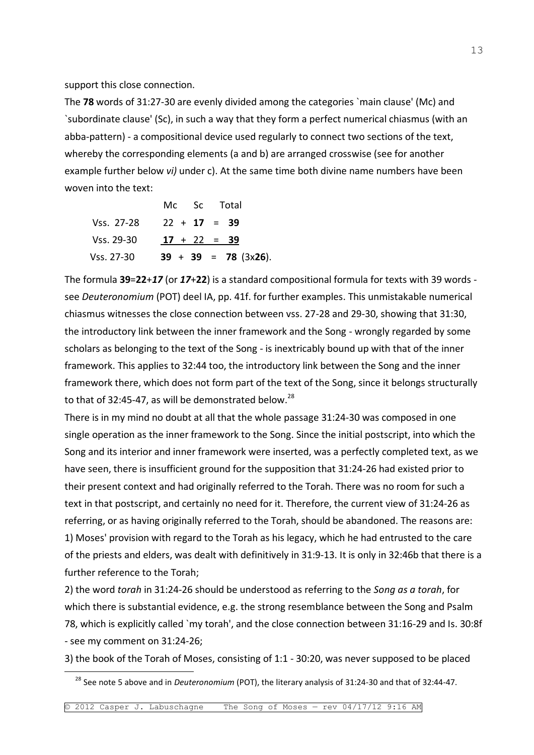support this close connection.

The **78** words of 31:27-30 are evenly divided among the categories `main clause' (Mc) and `subordinate clause' (Sc), in such a way that they form a perfect numerical chiasmus (with an abba-pattern) - a compositional device used regularly to connect two sections of the text, whereby the corresponding elements (a and b) are arranged crosswise (see for another example further below *vi)* under c). At the same time both divine name numbers have been woven into the text:

| | Mc | | Sc | | Total |
|---|---|---|---|---|---|
| Vss. 27-28 | 22 | + | **17** | = | **39** |
| Vss. 29-30 | 17 | + | 22 | = | **39** |
| Vss. 27-30 | **39** | + | **39** | = | **78** (3x**26**). |

The formula **39**=**22**+***17*** (or ***17***+**22**) is a standard compositional formula for texts with 39 words - see *Deuteronomium* (POT) deel IA, pp. 41f. for further examples. This unmistakable numerical chiasmus witnesses the close connection between vss. 27-28 and 29-30, showing that 31:30, the introductory link between the inner framework and the Song - wrongly regarded by some scholars as belonging to the text of the Song - is inextricably bound up with that of the inner framework. This applies to 32:44 too, the introductory link between the Song and the inner framework there, which does not form part of the text of the Song, since it belongs structurally to that of 32:45-47, as will be demonstrated below.[28]

There is in my mind no doubt at all that the whole passage 31:24-30 was composed in one single operation as the inner framework to the Song. Since the initial postscript, into which the Song and its interior and inner framework were inserted, was a perfectly completed text, as we have seen, there is insufficient ground for the supposition that 31:24-26 had existed prior to their present context and had originally referred to the Torah. There was no room for such a text in that postscript, and certainly no need for it. Therefore, the current view of 31:24-26 as referring, or as having originally referred to the Torah, should be abandoned. The reasons are:

1) Moses' provision with regard to the Torah as his legacy, which he had entrusted to the care of the priests and elders, was dealt with definitively in 31:9-13. It is only in 32:46b that there is a further reference to the Torah;

2) the word *torah* in 31:24-26 should be understood as referring to the *Song as a torah*, for which there is substantial evidence, e.g. the strong resemblance between the Song and Psalm 78, which is explicitly called `my torah', and the close connection between 31:16-29 and Is. 30:8f - see my comment on 31:24-26;

3) the book of the Torah of Moses, consisting of 1:1 - 30:20, was never supposed to be placed

[28] See note 5 above and in *Deuteronomium* (POT), the literary analysis of 31:24-30 and that of 32:44-47.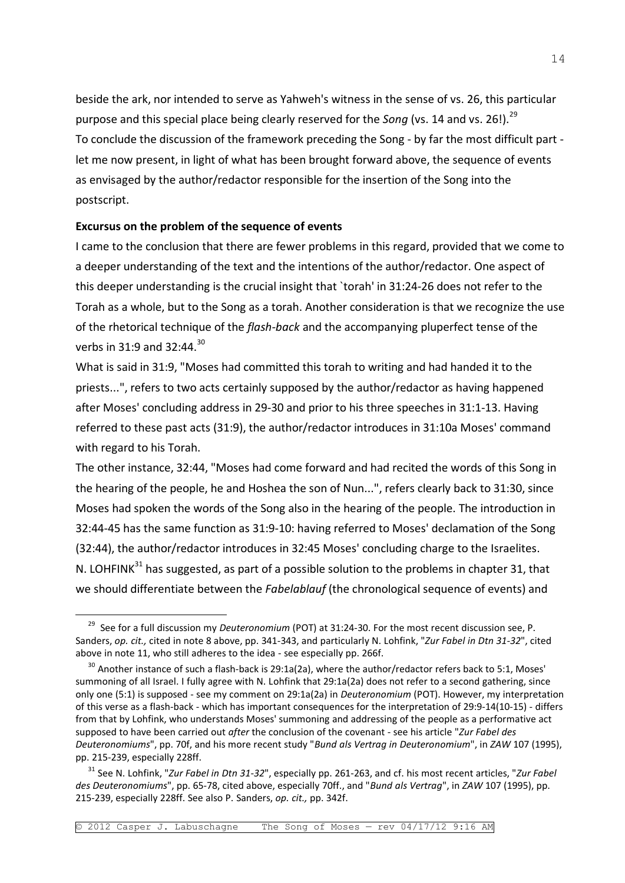beside the ark, nor intended to serve as Yahweh's witness in the sense of vs. 26, this particular purpose and this special place being clearly reserved for the *Song* (vs. 14 and vs. 26!).[29]
To conclude the discussion of the framework preceding the Song - by far the most difficult part - let me now present, in light of what has been brought forward above, the sequence of events as envisaged by the author/redactor responsible for the insertion of the Song into the postscript.

**Excursus on the problem of the sequence of events**

I came to the conclusion that there are fewer problems in this regard, provided that we come to a deeper understanding of the text and the intentions of the author/redactor. One aspect of this deeper understanding is the crucial insight that `torah' in 31:24-26 does not refer to the Torah as a whole, but to the Song as a torah. Another consideration is that we recognize the use of the rhetorical technique of the *flash-back* and the accompanying pluperfect tense of the verbs in 31:9 and 32:44.[30]

What is said in 31:9, "Moses had committed this torah to writing and had handed it to the priests...", refers to two acts certainly supposed by the author/redactor as having happened after Moses' concluding address in 29-30 and prior to his three speeches in 31:1-13. Having referred to these past acts (31:9), the author/redactor introduces in 31:10a Moses' command with regard to his Torah.

The other instance, 32:44, "Moses had come forward and had recited the words of this Song in the hearing of the people, he and Hoshea the son of Nun...", refers clearly back to 31:30, since Moses had spoken the words of the Song also in the hearing of the people. The introduction in 32:44-45 has the same function as 31:9-10: having referred to Moses' declamation of the Song (32:44), the author/redactor introduces in 32:45 Moses' concluding charge to the Israelites.

N. LOHFINK[31] has suggested, as part of a possible solution to the problems in chapter 31, that we should differentiate between the *Fabelablauf* (the chronological sequence of events) and

---

[29] See for a full discussion my *Deuteronomium* (POT) at 31:24-30. For the most recent discussion see, P. Sanders, *op. cit.,* cited in note 8 above, pp. 341-343, and particularly N. Lohfink, "*Zur Fabel in Dtn 31-32*", cited above in note 11, who still adheres to the idea - see especially pp. 266f.

[30] Another instance of such a flash-back is 29:1a(2a), where the author/redactor refers back to 5:1, Moses' summoning of all Israel. I fully agree with N. Lohfink that 29:1a(2a) does not refer to a second gathering, since only one (5:1) is supposed - see my comment on 29:1a(2a) in *Deuteronomium* (POT). However, my interpretation of this verse as a flash-back - which has important consequences for the interpretation of 29:9-14(10-15) - differs from that by Lohfink, who understands Moses' summoning and addressing of the people as a performative act supposed to have been carried out *after* the conclusion of the covenant - see his article "*Zur Fabel des Deuteronomiums*", p. 70f, and his more recent study "*Bund als Vertrag in Deuteronomium*", in *ZAW* 107 (1995), pp. 215-239, especially 228ff.

[31] See N. Lohfink, "*Zur Fabel in Dtn 31-32*", especially pp. 261-263, and cf. his most recent articles, "*Zur Fabel des Deuteronomiums*", pp. 65-78, cited above, especially 70ff., and "*Bund als Vertrag*", in *ZAW* 107 (1995), pp. 215-239, especially 228ff. See also P. Sanders, *op. cit.,* pp. 342f.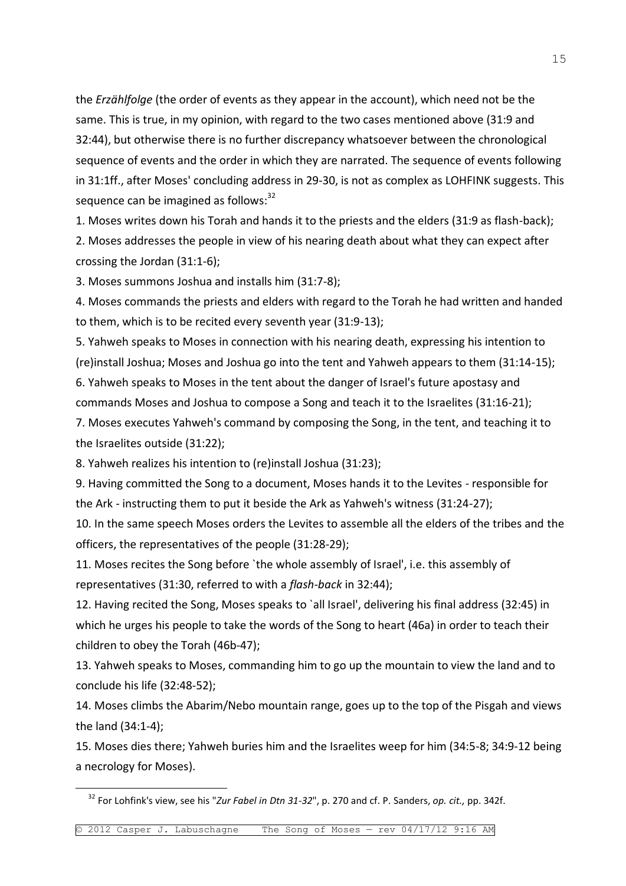the *Erzählfolge* (the order of events as they appear in the account), which need not be the same. This is true, in my opinion, with regard to the two cases mentioned above (31:9 and 32:44), but otherwise there is no further discrepancy whatsoever between the chronological sequence of events and the order in which they are narrated. The sequence of events following in 31:1ff., after Moses' concluding address in 29-30, is not as complex as LOHFINK suggests. This sequence can be imagined as follows:[32]

1. Moses writes down his Torah and hands it to the priests and the elders (31:9 as flash-back);
2. Moses addresses the people in view of his nearing death about what they can expect after crossing the Jordan (31:1-6);
3. Moses summons Joshua and installs him (31:7-8);
4. Moses commands the priests and elders with regard to the Torah he had written and handed to them, which is to be recited every seventh year (31:9-13);
5. Yahweh speaks to Moses in connection with his nearing death, expressing his intention to (re)install Joshua; Moses and Joshua go into the tent and Yahweh appears to them (31:14-15);
6. Yahweh speaks to Moses in the tent about the danger of Israel's future apostasy and commands Moses and Joshua to compose a Song and teach it to the Israelites (31:16-21);
7. Moses executes Yahweh's command by composing the Song, in the tent, and teaching it to the Israelites outside (31:22);
8. Yahweh realizes his intention to (re)install Joshua (31:23);
9. Having committed the Song to a document, Moses hands it to the Levites - responsible for the Ark - instructing them to put it beside the Ark as Yahweh's witness (31:24-27);
10. In the same speech Moses orders the Levites to assemble all the elders of the tribes and the officers, the representatives of the people (31:28-29);
11. Moses recites the Song before `the whole assembly of Israel', i.e. this assembly of representatives (31:30, referred to with a *flash-back* in 32:44);
12. Having recited the Song, Moses speaks to `all Israel', delivering his final address (32:45) in which he urges his people to take the words of the Song to heart (46a) in order to teach their children to obey the Torah (46b-47);
13. Yahweh speaks to Moses, commanding him to go up the mountain to view the land and to conclude his life (32:48-52);
14. Moses climbs the Abarim/Nebo mountain range, goes up to the top of the Pisgah and views the land (34:1-4);
15. Moses dies there; Yahweh buries him and the Israelites weep for him (34:5-8; 34:9-12 being a necrology for Moses).

---

[32] For Lohfink's view, see his "*Zur Fabel in Dtn 31-32*", p. 270 and cf. P. Sanders, *op. cit.,* pp. 342f.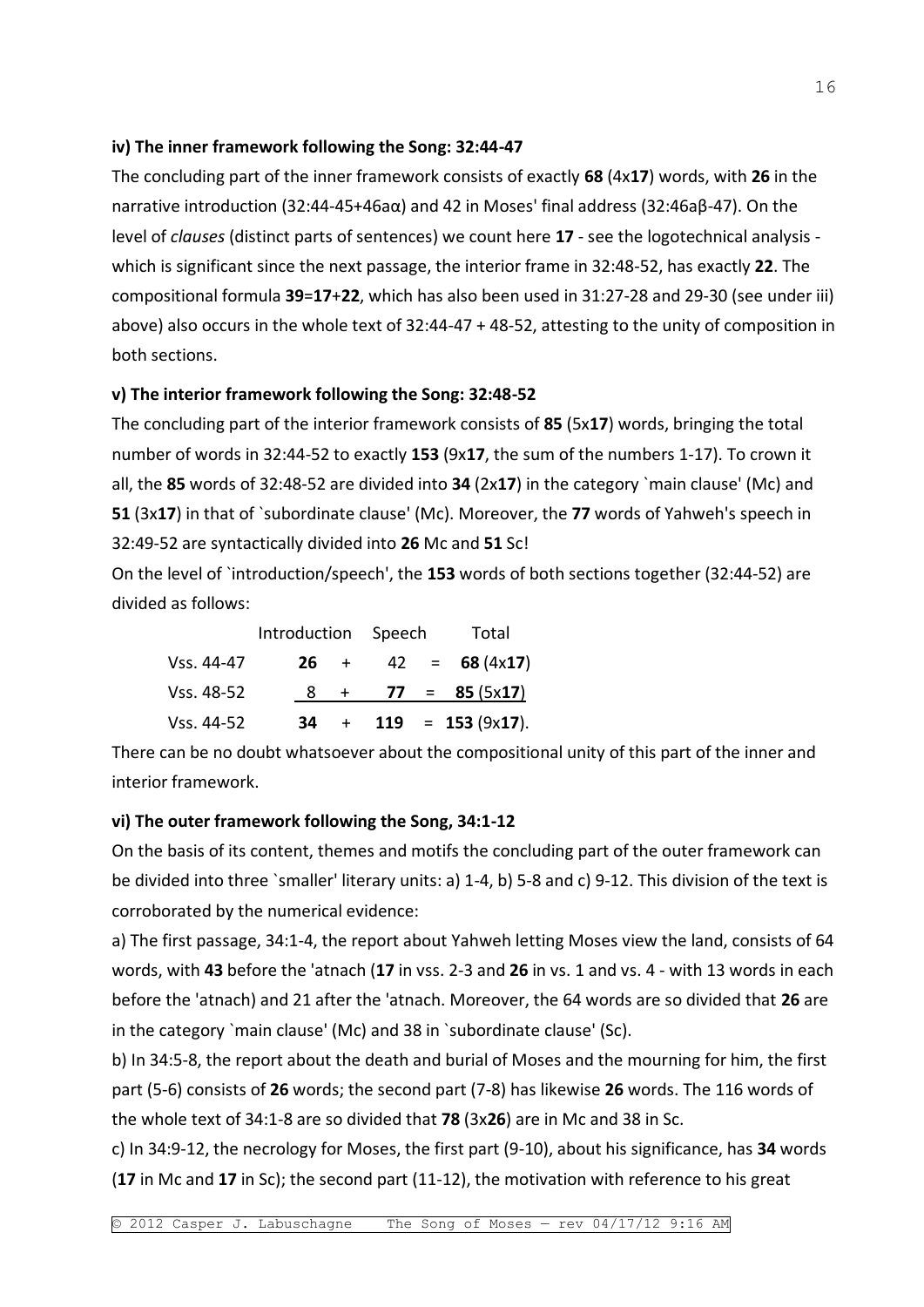**iv) The inner framework following the Song: 32:44-47**

The concluding part of the inner framework consists of exactly **68** (4x**17**) words, with **26** in the narrative introduction (32:44-45+46aα) and 42 in Moses' final address (32:46aβ-47). On the level of *clauses* (distinct parts of sentences) we count here **17** - see the logotechnical analysis - which is significant since the next passage, the interior frame in 32:48-52, has exactly **22**. The compositional formula **39**=**17**+**22**, which has also been used in 31:27-28 and 29-30 (see under iii) above) also occurs in the whole text of 32:44-47 + 48-52, attesting to the unity of composition in both sections.

**v) The interior framework following the Song: 32:48-52**

The concluding part of the interior framework consists of **85** (5x**17**) words, bringing the total number of words in 32:44-52 to exactly **153** (9x**17**, the sum of the numbers 1-17). To crown it all, the **85** words of 32:48-52 are divided into **34** (2x**17**) in the category `main clause' (Mc) and **51** (3x**17**) in that of `subordinate clause' (Mc). Moreover, the **77** words of Yahweh's speech in 32:49-52 are syntactically divided into **26** Mc and **51** Sc!

On the level of `introduction/speech', the **153** words of both sections together (32:44-52) are divided as follows:

| | Introduction | | Speech | | Total |
|---|---|---|---|---|---|
| Vss. 44-47 | **26** | + | 42 | = | **68** (4x**17**) |
| Vss. 48-52 | 8 | + | **77** | = | **85** (5x**17**) |
| Vss. 44-52 | **34** | + | **119** | = | **153** (9x**17**). |

There can be no doubt whatsoever about the compositional unity of this part of the inner and interior framework.

**vi) The outer framework following the Song, 34:1-12**

On the basis of its content, themes and motifs the concluding part of the outer framework can be divided into three `smaller' literary units: a) 1-4, b) 5-8 and c) 9-12. This division of the text is corroborated by the numerical evidence:

a) The first passage, 34:1-4, the report about Yahweh letting Moses view the land, consists of 64 words, with **43** before the 'atnach (**17** in vss. 2-3 and **26** in vs. 1 and vs. 4 - with 13 words in each before the 'atnach) and 21 after the 'atnach. Moreover, the 64 words are so divided that **26** are in the category `main clause' (Mc) and 38 in `subordinate clause' (Sc).

b) In 34:5-8, the report about the death and burial of Moses and the mourning for him, the first part (5-6) consists of **26** words; the second part (7-8) has likewise **26** words. The 116 words of the whole text of 34:1-8 are so divided that **78** (3x**26**) are in Mc and 38 in Sc.

c) In 34:9-12, the necrology for Moses, the first part (9-10), about his significance, has **34** words (**17** in Mc and **17** in Sc); the second part (11-12), the motivation with reference to his great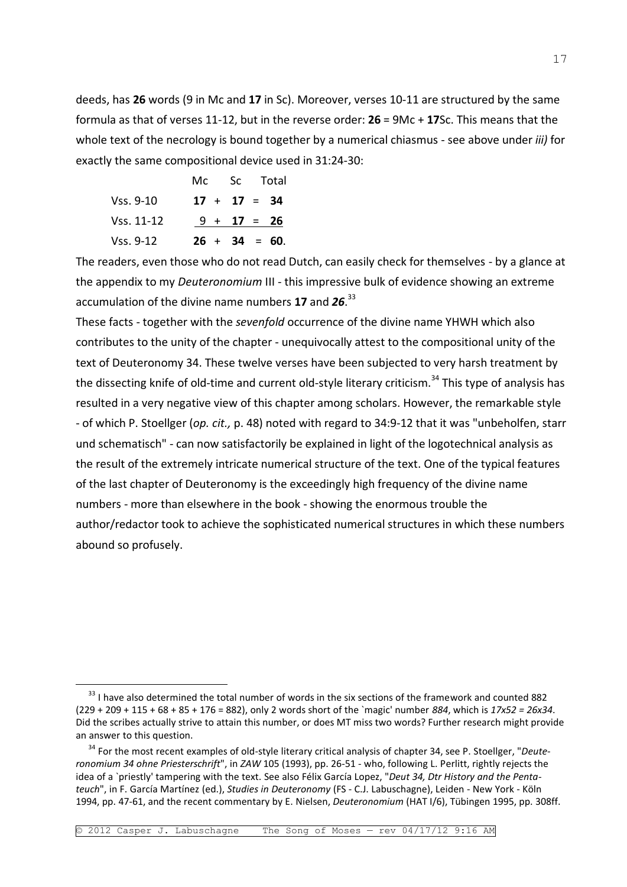deeds, has **26** words (9 in Mc and **17** in Sc). Moreover, verses 10-11 are structured by the same formula as that of verses 11-12, but in the reverse order: **26** = 9Mc + **17**Sc. This means that the whole text of the necrology is bound together by a numerical chiasmus - see above under *iii)* for exactly the same compositional device used in 31:24-30:

| | Mc | | Sc | | Total |
|---|---|---|---|---|---|
| Vss. 9-10 | **17** | + | **17** | = | **34** |
| Vss. 11-12 | 9 | + | **17** | = | **26** |
| Vss. 9-12 | **26** | + | **34** | = | **60**. |

The readers, even those who do not read Dutch, can easily check for themselves - by a glance at the appendix to my *Deuteronomium* III - this impressive bulk of evidence showing an extreme accumulation of the divine name numbers **17** and ***26***.[33]

These facts - together with the *sevenfold* occurrence of the divine name YHWH which also contributes to the unity of the chapter - unequivocally attest to the compositional unity of the text of Deuteronomy 34. These twelve verses have been subjected to very harsh treatment by the dissecting knife of old-time and current old-style literary criticism.[34] This type of analysis has resulted in a very negative view of this chapter among scholars. However, the remarkable style - of which P. Stoellger (*op. cit.,* p. 48) noted with regard to 34:9-12 that it was "unbeholfen, starr und schematisch" - can now satisfactorily be explained in light of the logotechnical analysis as the result of the extremely intricate numerical structure of the text. One of the typical features of the last chapter of Deuteronomy is the exceedingly high frequency of the divine name numbers - more than elsewhere in the book - showing the enormous trouble the author/redactor took to achieve the sophisticated numerical structures in which these numbers abound so profusely.

---

[33] I have also determined the total number of words in the six sections of the framework and counted 882 (229 + 209 + 115 + 68 + 85 + 176 = 882), only 2 words short of the `magic' number *884*, which is *17x52 = 26x34*. Did the scribes actually strive to attain this number, or does MT miss two words? Further research might provide an answer to this question.

[34] For the most recent examples of old-style literary critical analysis of chapter 34, see P. Stoellger, "*Deuteronomium 34 ohne Priesterschrift*", in *ZAW* 105 (1993), pp. 26-51 - who, following L. Perlitt, rightly rejects the idea of a `priestly' tampering with the text. See also Félix García Lopez, "*Deut 34, Dtr History and the Pentateuch*", in F. García Martínez (ed.), *Studies in Deuteronomy* (FS - C.J. Labuschagne), Leiden - New York - Köln 1994, pp. 47-61, and the recent commentary by E. Nielsen, *Deuteronomium* (HAT I/6), Tübingen 1995, pp. 308ff.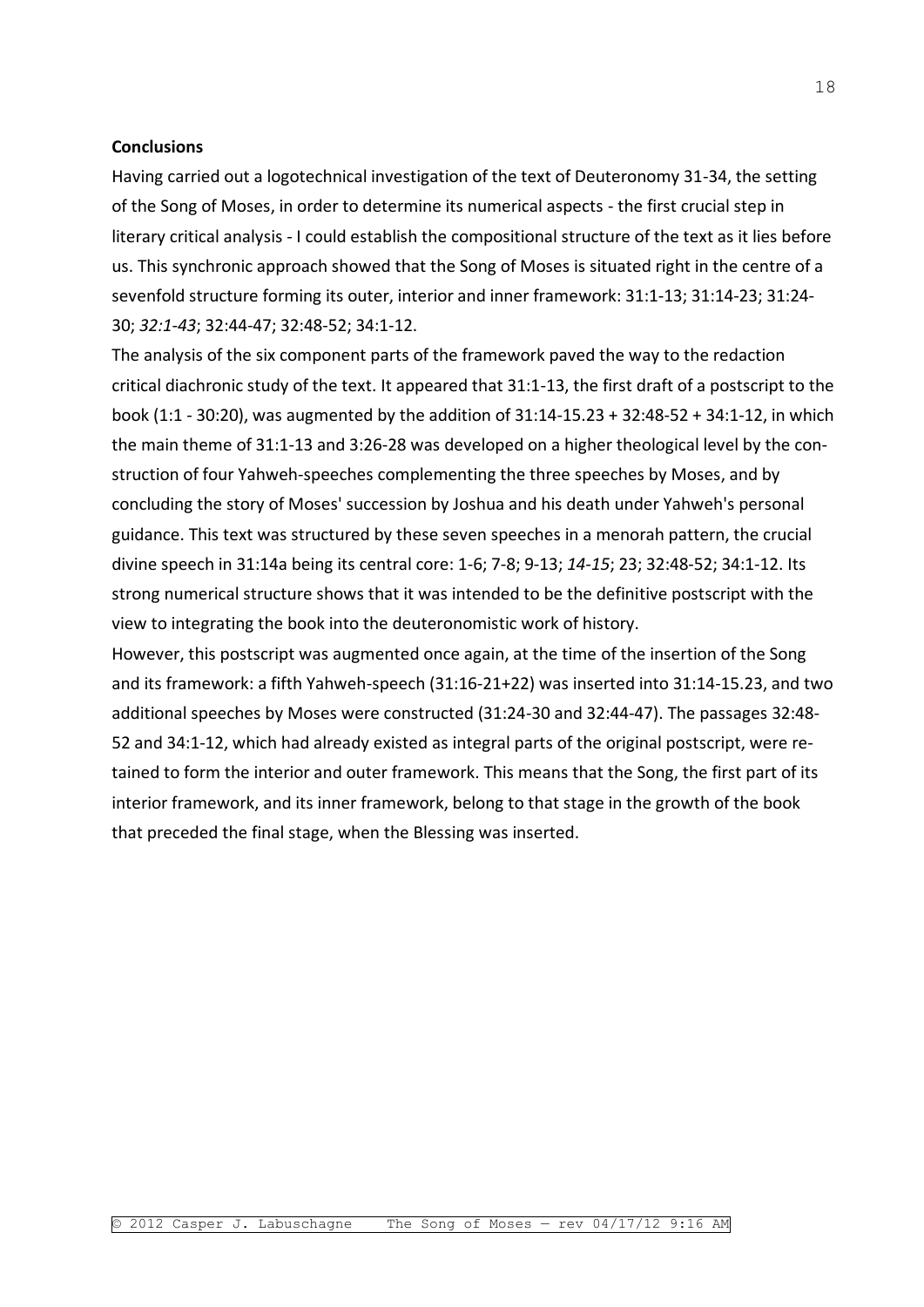**Conclusions**

Having carried out a logotechnical investigation of the text of Deuteronomy 31-34, the setting of the Song of Moses, in order to determine its numerical aspects - the first crucial step in literary critical analysis - I could establish the compositional structure of the text as it lies before us. This synchronic approach showed that the Song of Moses is situated right in the centre of a sevenfold structure forming its outer, interior and inner framework: 31:1-13; 31:14-23; 31:24-30; *32:1-43*; 32:44-47; 32:48-52; 34:1-12.

The analysis of the six component parts of the framework paved the way to the redaction critical diachronic study of the text. It appeared that 31:1-13, the first draft of a postscript to the book (1:1 - 30:20), was augmented by the addition of 31:14-15.23 + 32:48-52 + 34:1-12, in which the main theme of 31:1-13 and 3:26-28 was developed on a higher theological level by the construction of four Yahweh-speeches complementing the three speeches by Moses, and by concluding the story of Moses' succession by Joshua and his death under Yahweh's personal guidance. This text was structured by these seven speeches in a menorah pattern, the crucial divine speech in 31:14a being its central core: 1-6; 7-8; 9-13; *14-15*; 23; 32:48-52; 34:1-12. Its strong numerical structure shows that it was intended to be the definitive postscript with the view to integrating the book into the deuteronomistic work of history.

However, this postscript was augmented once again, at the time of the insertion of the Song and its framework: a fifth Yahweh-speech (31:16-21+22) was inserted into 31:14-15.23, and two additional speeches by Moses were constructed (31:24-30 and 32:44-47). The passages 32:48-52 and 34:1-12, which had already existed as integral parts of the original postscript, were retained to form the interior and outer framework. This means that the Song, the first part of its interior framework, and its inner framework, belong to that stage in the growth of the book that preceded the final stage, when the Blessing was inserted.